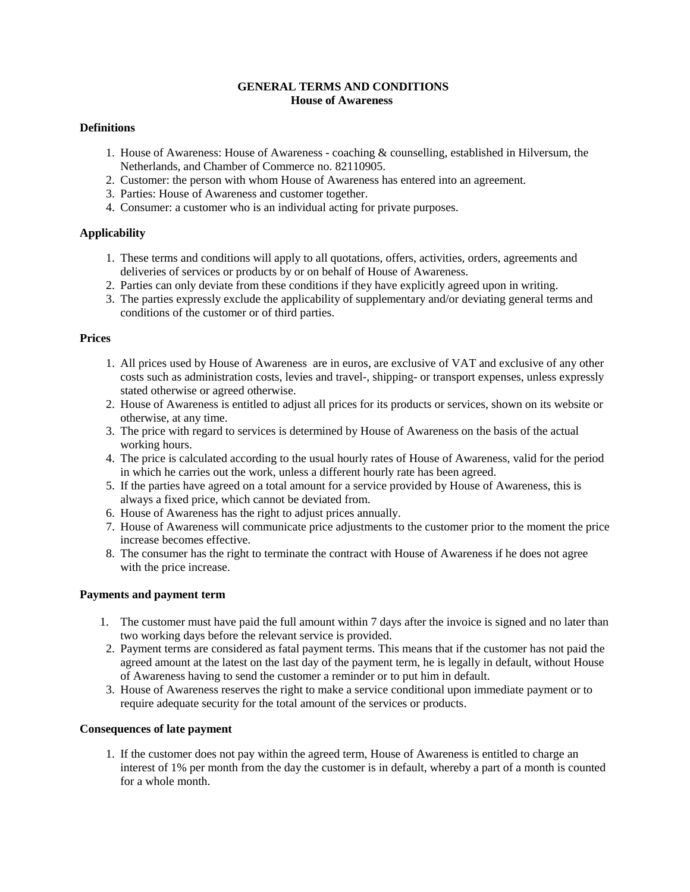# GENERAL TERMS AND CONDITIONS
## House of Awareness

### Definitions

1. House of Awareness: House of Awareness - coaching & counselling, established in Hilversum, the Netherlands, and Chamber of Commerce no. 82110905.
2. Customer: the person with whom House of Awareness has entered into an agreement.
3. Parties: House of Awareness and customer together.
4. Consumer: a customer who is an individual acting for private purposes.

### Applicability

1. These terms and conditions will apply to all quotations, offers, activities, orders, agreements and deliveries of services or products by or on behalf of House of Awareness.
2. Parties can only deviate from these conditions if they have explicitly agreed upon in writing.
3. The parties expressly exclude the applicability of supplementary and/or deviating general terms and conditions of the customer or of third parties.

### Prices

1. All prices used by House of Awareness are in euros, are exclusive of VAT and exclusive of any other costs such as administration costs, levies and travel-, shipping- or transport expenses, unless expressly stated otherwise or agreed otherwise.
2. House of Awareness is entitled to adjust all prices for its products or services, shown on its website or otherwise, at any time.
3. The price with regard to services is determined by House of Awareness on the basis of the actual working hours.
4. The price is calculated according to the usual hourly rates of House of Awareness, valid for the period in which he carries out the work, unless a different hourly rate has been agreed.
5. If the parties have agreed on a total amount for a service provided by House of Awareness, this is always a fixed price, which cannot be deviated from.
6. House of Awareness has the right to adjust prices annually.
7. House of Awareness will communicate price adjustments to the customer prior to the moment the price increase becomes effective.
8. The consumer has the right to terminate the contract with House of Awareness if he does not agree with the price increase.

### Payments and payment term

1. The customer must have paid the full amount within 7 days after the invoice is signed and no later than two working days before the relevant service is provided.
2. Payment terms are considered as fatal payment terms. This means that if the customer has not paid the agreed amount at the latest on the last day of the payment term, he is legally in default, without House of Awareness having to send the customer a reminder or to put him in default.
3. House of Awareness reserves the right to make a service conditional upon immediate payment or to require adequate security for the total amount of the services or products.

### Consequences of late payment

1. If the customer does not pay within the agreed term, House of Awareness is entitled to charge an interest of 1% per month from the day the customer is in default, whereby a part of a month is counted for a whole month.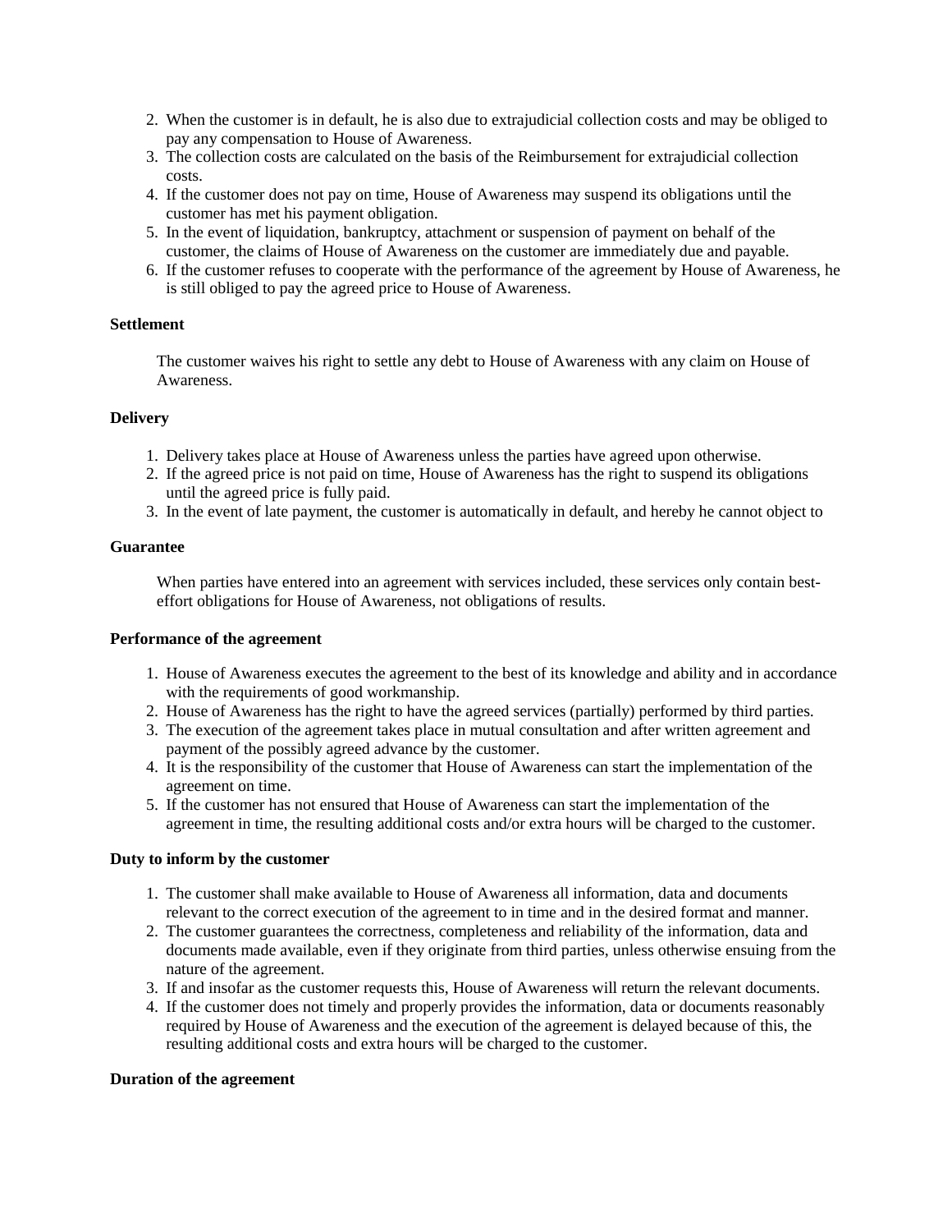2. When the customer is in default, he is also due to extrajudicial collection costs and may be obliged to pay any compensation to House of Awareness.
3. The collection costs are calculated on the basis of the Reimbursement for extrajudicial collection costs.
4. If the customer does not pay on time, House of Awareness may suspend its obligations until the customer has met his payment obligation.
5. In the event of liquidation, bankruptcy, attachment or suspension of payment on behalf of the customer, the claims of House of Awareness on the customer are immediately due and payable.
6. If the customer refuses to cooperate with the performance of the agreement by House of Awareness, he is still obliged to pay the agreed price to House of Awareness.

**Settlement**

The customer waives his right to settle any debt to House of Awareness with any claim on House of Awareness.

**Delivery**

1. Delivery takes place at House of Awareness unless the parties have agreed upon otherwise.
2. If the agreed price is not paid on time, House of Awareness has the right to suspend its obligations until the agreed price is fully paid.
3. In the event of late payment, the customer is automatically in default, and hereby he cannot object to

**Guarantee**

When parties have entered into an agreement with services included, these services only contain best-effort obligations for House of Awareness, not obligations of results.

**Performance of the agreement**

1. House of Awareness executes the agreement to the best of its knowledge and ability and in accordance with the requirements of good workmanship.
2. House of Awareness has the right to have the agreed services (partially) performed by third parties.
3. The execution of the agreement takes place in mutual consultation and after written agreement and payment of the possibly agreed advance by the customer.
4. It is the responsibility of the customer that House of Awareness can start the implementation of the agreement on time.
5. If the customer has not ensured that House of Awareness can start the implementation of the agreement in time, the resulting additional costs and/or extra hours will be charged to the customer.

**Duty to inform by the customer**

1. The customer shall make available to House of Awareness all information, data and documents relevant to the correct execution of the agreement to in time and in the desired format and manner.
2. The customer guarantees the correctness, completeness and reliability of the information, data and documents made available, even if they originate from third parties, unless otherwise ensuing from the nature of the agreement.
3. If and insofar as the customer requests this, House of Awareness will return the relevant documents.
4. If the customer does not timely and properly provides the information, data or documents reasonably required by House of Awareness and the execution of the agreement is delayed because of this, the resulting additional costs and extra hours will be charged to the customer.

**Duration of the agreement**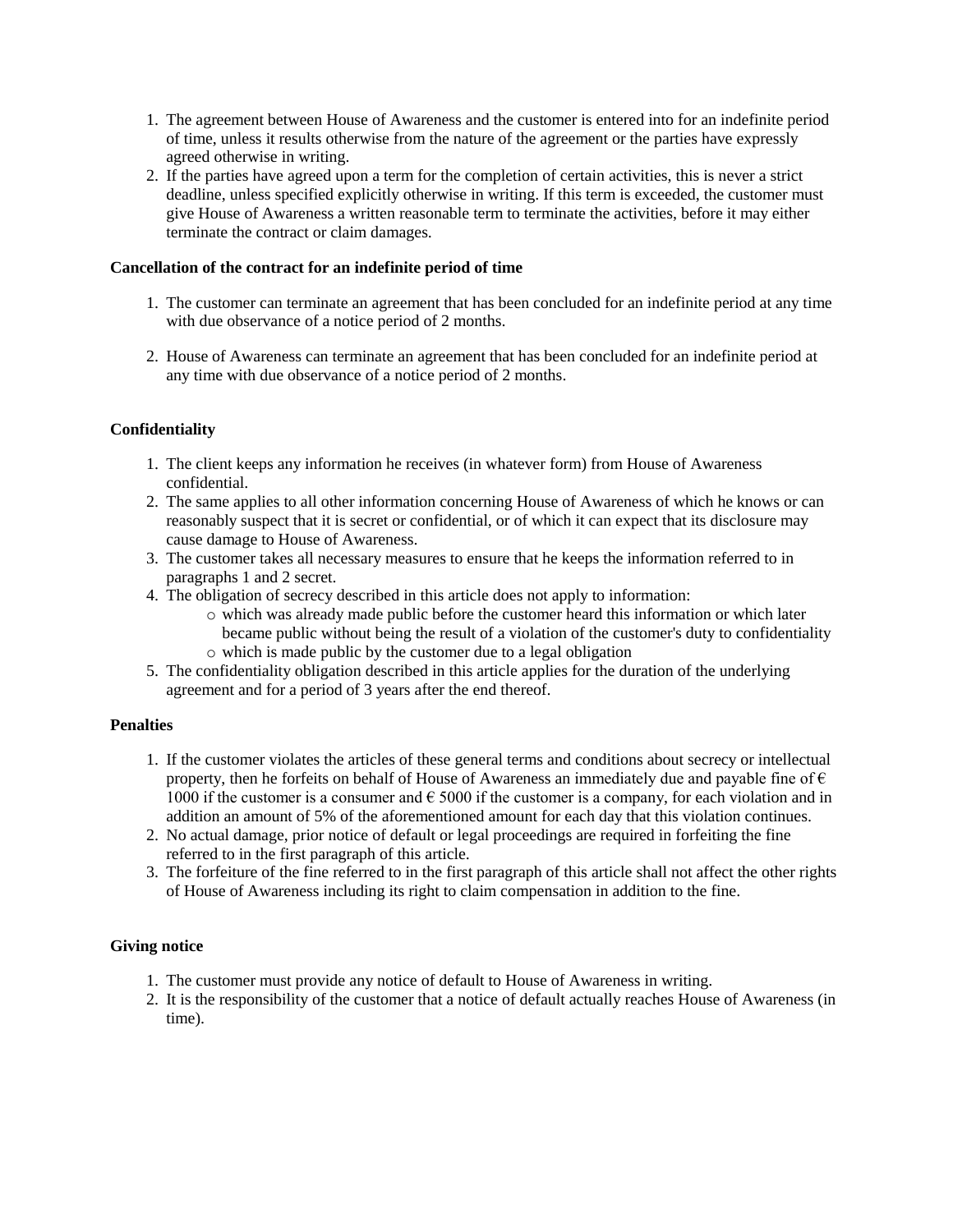1. The agreement between House of Awareness and the customer is entered into for an indefinite period of time, unless it results otherwise from the nature of the agreement or the parties have expressly agreed otherwise in writing.
2. If the parties have agreed upon a term for the completion of certain activities, this is never a strict deadline, unless specified explicitly otherwise in writing. If this term is exceeded, the customer must give House of Awareness a written reasonable term to terminate the activities, before it may either terminate the contract or claim damages.

**Cancellation of the contract for an indefinite period of time**

1. The customer can terminate an agreement that has been concluded for an indefinite period at any time with due observance of a notice period of 2 months.
2. House of Awareness can terminate an agreement that has been concluded for an indefinite period at any time with due observance of a notice period of 2 months.

**Confidentiality**

1. The client keeps any information he receives (in whatever form) from House of Awareness confidential.
2. The same applies to all other information concerning House of Awareness of which he knows or can reasonably suspect that it is secret or confidential, or of which it can expect that its disclosure may cause damage to House of Awareness.
3. The customer takes all necessary measures to ensure that he keeps the information referred to in paragraphs 1 and 2 secret.
4. The obligation of secrecy described in this article does not apply to information:
   - which was already made public before the customer heard this information or which later became public without being the result of a violation of the customer's duty to confidentiality
   - which is made public by the customer due to a legal obligation
5. The confidentiality obligation described in this article applies for the duration of the underlying agreement and for a period of 3 years after the end thereof.

**Penalties**

1. If the customer violates the articles of these general terms and conditions about secrecy or intellectual property, then he forfeits on behalf of House of Awareness an immediately due and payable fine of € 1000 if the customer is a consumer and € 5000 if the customer is a company, for each violation and in addition an amount of 5% of the aforementioned amount for each day that this violation continues.
2. No actual damage, prior notice of default or legal proceedings are required in forfeiting the fine referred to in the first paragraph of this article.
3. The forfeiture of the fine referred to in the first paragraph of this article shall not affect the other rights of House of Awareness including its right to claim compensation in addition to the fine.

**Giving notice**

1. The customer must provide any notice of default to House of Awareness in writing.
2. It is the responsibility of the customer that a notice of default actually reaches House of Awareness (in time).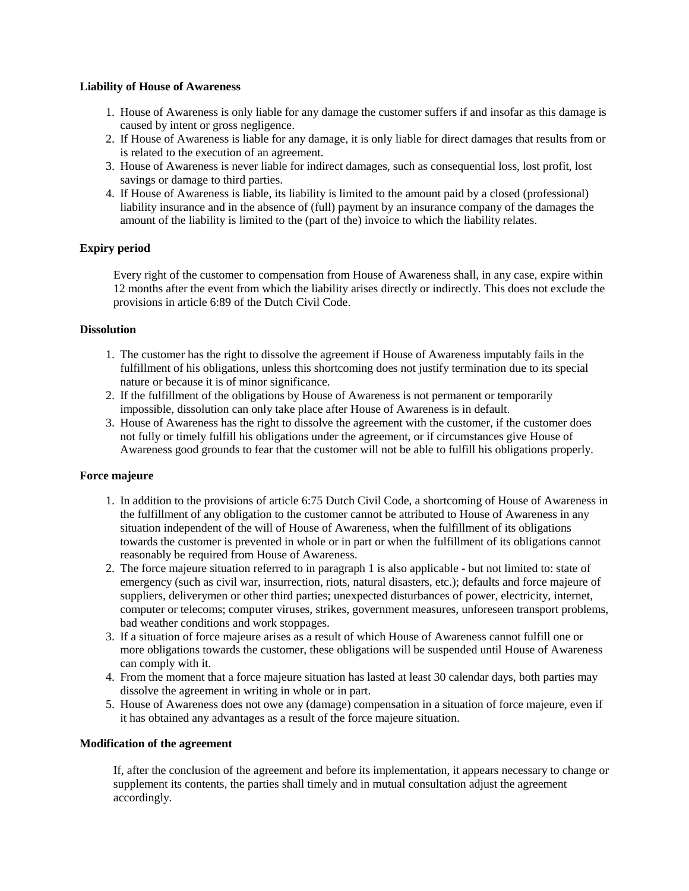**Liability of House of Awareness**

1. House of Awareness is only liable for any damage the customer suffers if and insofar as this damage is caused by intent or gross negligence.
2. If House of Awareness is liable for any damage, it is only liable for direct damages that results from or is related to the execution of an agreement.
3. House of Awareness is never liable for indirect damages, such as consequential loss, lost profit, lost savings or damage to third parties.
4. If House of Awareness is liable, its liability is limited to the amount paid by a closed (professional) liability insurance and in the absence of (full) payment by an insurance company of the damages the amount of the liability is limited to the (part of the) invoice to which the liability relates.

**Expiry period**

Every right of the customer to compensation from House of Awareness shall, in any case, expire within 12 months after the event from which the liability arises directly or indirectly. This does not exclude the provisions in article 6:89 of the Dutch Civil Code.

**Dissolution**

1. The customer has the right to dissolve the agreement if House of Awareness imputably fails in the fulfillment of his obligations, unless this shortcoming does not justify termination due to its special nature or because it is of minor significance.
2. If the fulfillment of the obligations by House of Awareness is not permanent or temporarily impossible, dissolution can only take place after House of Awareness is in default.
3. House of Awareness has the right to dissolve the agreement with the customer, if the customer does not fully or timely fulfill his obligations under the agreement, or if circumstances give House of Awareness good grounds to fear that the customer will not be able to fulfill his obligations properly.

**Force majeure**

1. In addition to the provisions of article 6:75 Dutch Civil Code, a shortcoming of House of Awareness in the fulfillment of any obligation to the customer cannot be attributed to House of Awareness in any situation independent of the will of House of Awareness, when the fulfillment of its obligations towards the customer is prevented in whole or in part or when the fulfillment of its obligations cannot reasonably be required from House of Awareness.
2. The force majeure situation referred to in paragraph 1 is also applicable - but not limited to: state of emergency (such as civil war, insurrection, riots, natural disasters, etc.); defaults and force majeure of suppliers, deliverymen or other third parties; unexpected disturbances of power, electricity, internet, computer or telecoms; computer viruses, strikes, government measures, unforeseen transport problems, bad weather conditions and work stoppages.
3. If a situation of force majeure arises as a result of which House of Awareness cannot fulfill one or more obligations towards the customer, these obligations will be suspended until House of Awareness can comply with it.
4. From the moment that a force majeure situation has lasted at least 30 calendar days, both parties may dissolve the agreement in writing in whole or in part.
5. House of Awareness does not owe any (damage) compensation in a situation of force majeure, even if it has obtained any advantages as a result of the force majeure situation.

**Modification of the agreement**

If, after the conclusion of the agreement and before its implementation, it appears necessary to change or supplement its contents, the parties shall timely and in mutual consultation adjust the agreement accordingly.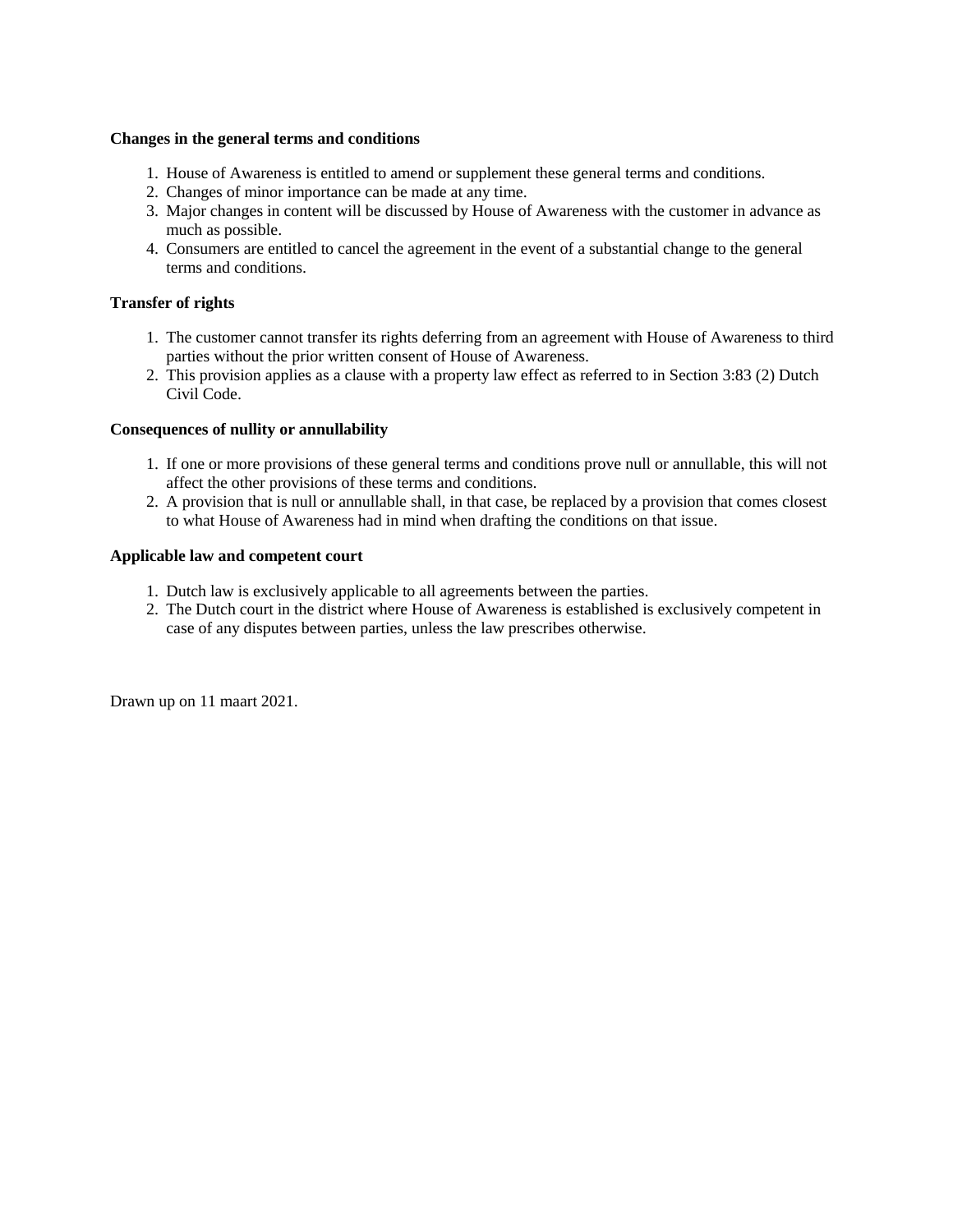**Changes in the general terms and conditions**

1. House of Awareness is entitled to amend or supplement these general terms and conditions.
2. Changes of minor importance can be made at any time.
3. Major changes in content will be discussed by House of Awareness with the customer in advance as much as possible.
4. Consumers are entitled to cancel the agreement in the event of a substantial change to the general terms and conditions.

**Transfer of rights**

1. The customer cannot transfer its rights deferring from an agreement with House of Awareness to third parties without the prior written consent of House of Awareness.
2. This provision applies as a clause with a property law effect as referred to in Section 3:83 (2) Dutch Civil Code.

**Consequences of nullity or annullability**

1. If one or more provisions of these general terms and conditions prove null or annullable, this will not affect the other provisions of these terms and conditions.
2. A provision that is null or annullable shall, in that case, be replaced by a provision that comes closest to what House of Awareness had in mind when drafting the conditions on that issue.

**Applicable law and competent court**

1. Dutch law is exclusively applicable to all agreements between the parties.
2. The Dutch court in the district where House of Awareness is established is exclusively competent in case of any disputes between parties, unless the law prescribes otherwise.

Drawn up on 11 maart 2021.